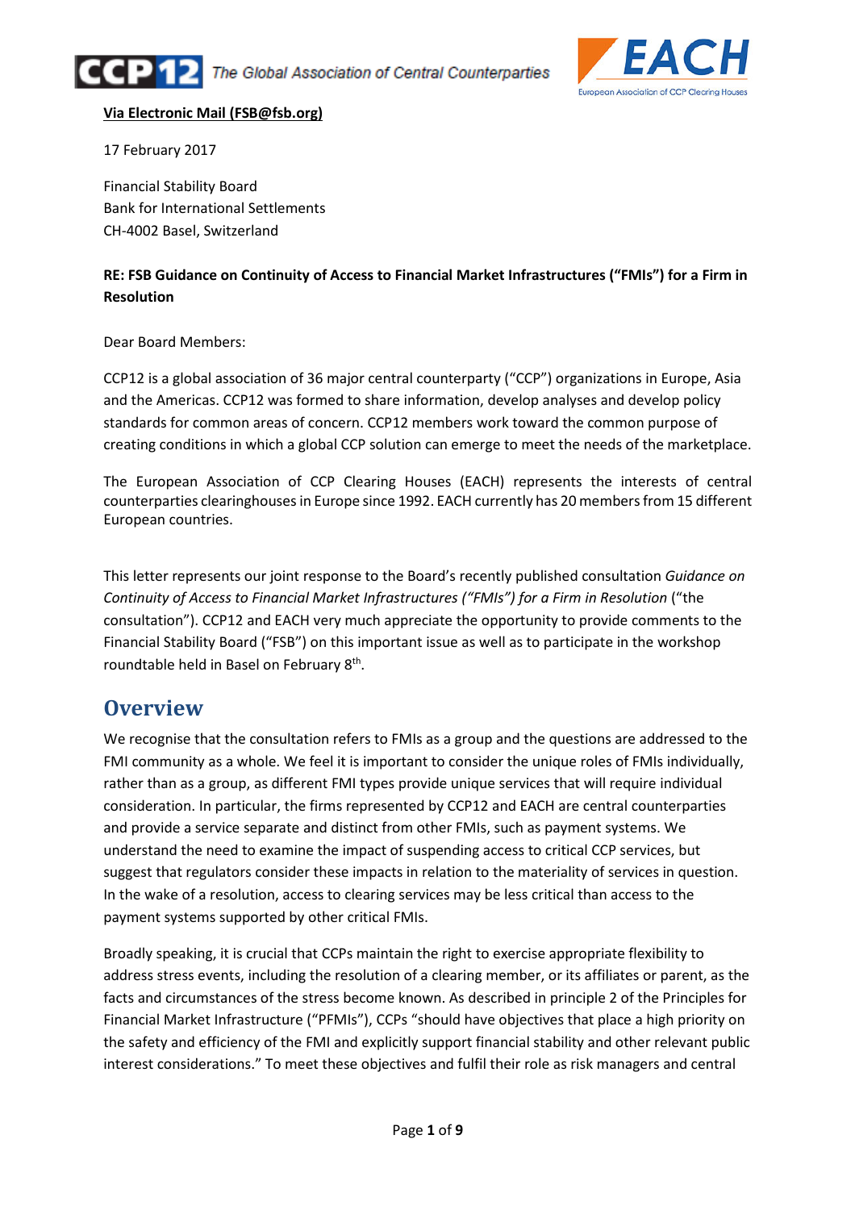CCP12 The Global Association of Central Counterparties

EACH European Association of CCP Clearing Houses

**Via Electronic Mail (FSB@fsb.org)**

17 February 2017

Financial Stability Board
Bank for International Settlements
CH-4002 Basel, Switzerland

**RE: FSB Guidance on Continuity of Access to Financial Market Infrastructures ("FMIs") for a Firm in Resolution**

Dear Board Members:

CCP12 is a global association of 36 major central counterparty ("CCP") organizations in Europe, Asia and the Americas. CCP12 was formed to share information, develop analyses and develop policy standards for common areas of concern. CCP12 members work toward the common purpose of creating conditions in which a global CCP solution can emerge to meet the needs of the marketplace.

The European Association of CCP Clearing Houses (EACH) represents the interests of central counterparties clearinghouses in Europe since 1992. EACH currently has 20 members from 15 different European countries.

This letter represents our joint response to the Board's recently published consultation *Guidance on Continuity of Access to Financial Market Infrastructures ("FMIs") for a Firm in Resolution* ("the consultation"). CCP12 and EACH very much appreciate the opportunity to provide comments to the Financial Stability Board ("FSB") on this important issue as well as to participate in the workshop roundtable held in Basel on February 8th.

## Overview

We recognise that the consultation refers to FMIs as a group and the questions are addressed to the FMI community as a whole. We feel it is important to consider the unique roles of FMIs individually, rather than as a group, as different FMI types provide unique services that will require individual consideration. In particular, the firms represented by CCP12 and EACH are central counterparties and provide a service separate and distinct from other FMIs, such as payment systems. We understand the need to examine the impact of suspending access to critical CCP services, but suggest that regulators consider these impacts in relation to the materiality of services in question. In the wake of a resolution, access to clearing services may be less critical than access to the payment systems supported by other critical FMIs.

Broadly speaking, it is crucial that CCPs maintain the right to exercise appropriate flexibility to address stress events, including the resolution of a clearing member, or its affiliates or parent, as the facts and circumstances of the stress become known. As described in principle 2 of the Principles for Financial Market Infrastructure ("PFMIs"), CCPs "should have objectives that place a high priority on the safety and efficiency of the FMI and explicitly support financial stability and other relevant public interest considerations." To meet these objectives and fulfil their role as risk managers and central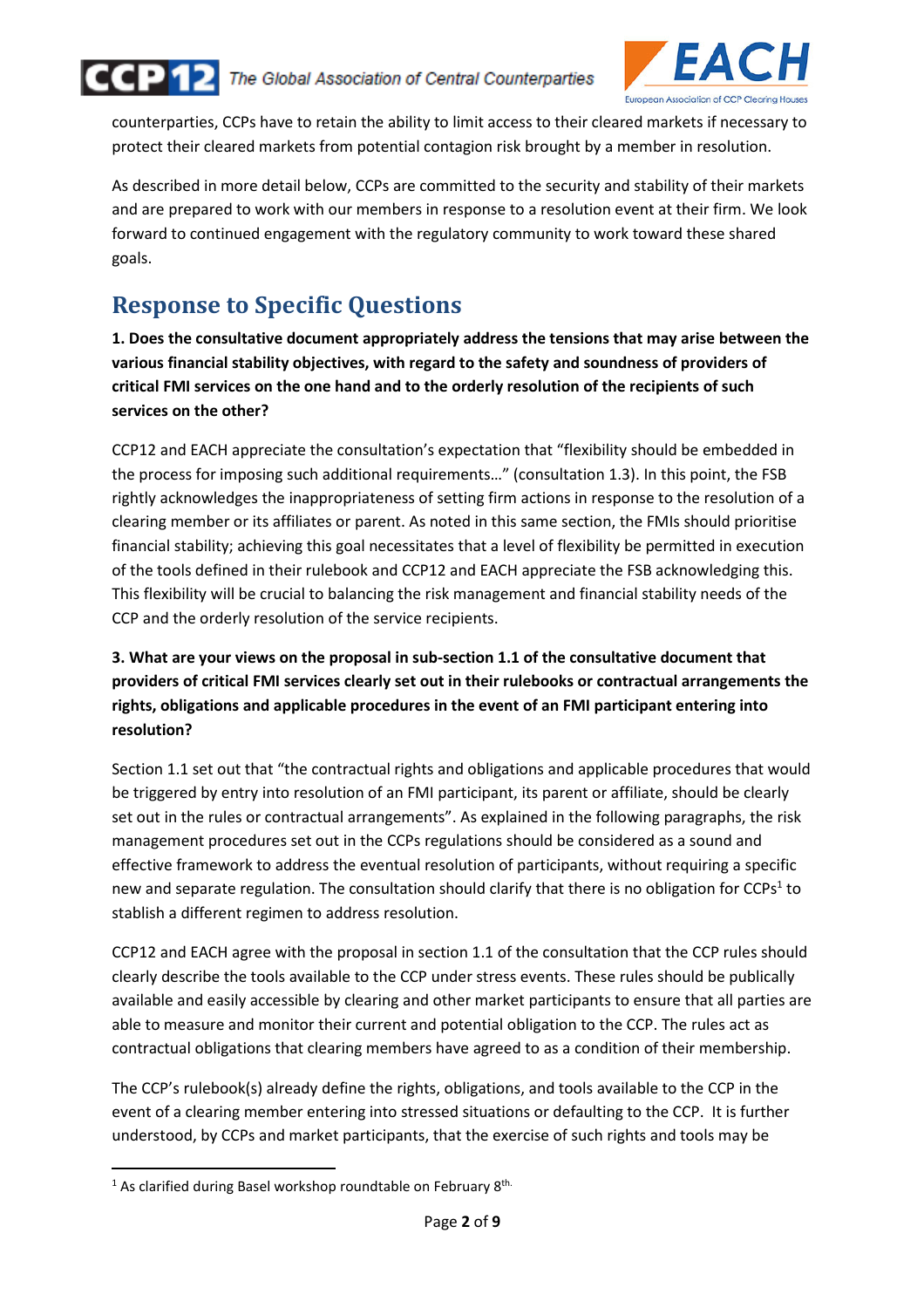counterparties, CCPs have to retain the ability to limit access to their cleared markets if necessary to protect their cleared markets from potential contagion risk brought by a member in resolution.

As described in more detail below, CCPs are committed to the security and stability of their markets and are prepared to work with our members in response to a resolution event at their firm. We look forward to continued engagement with the regulatory community to work toward these shared goals.

## Response to Specific Questions

**1. Does the consultative document appropriately address the tensions that may arise between the various financial stability objectives, with regard to the safety and soundness of providers of critical FMI services on the one hand and to the orderly resolution of the recipients of such services on the other?**

CCP12 and EACH appreciate the consultation's expectation that "flexibility should be embedded in the process for imposing such additional requirements…" (consultation 1.3). In this point, the FSB rightly acknowledges the inappropriateness of setting firm actions in response to the resolution of a clearing member or its affiliates or parent. As noted in this same section, the FMIs should prioritise financial stability; achieving this goal necessitates that a level of flexibility be permitted in execution of the tools defined in their rulebook and CCP12 and EACH appreciate the FSB acknowledging this. This flexibility will be crucial to balancing the risk management and financial stability needs of the CCP and the orderly resolution of the service recipients.

**3. What are your views on the proposal in sub-section 1.1 of the consultative document that providers of critical FMI services clearly set out in their rulebooks or contractual arrangements the rights, obligations and applicable procedures in the event of an FMI participant entering into resolution?**

Section 1.1 set out that "the contractual rights and obligations and applicable procedures that would be triggered by entry into resolution of an FMI participant, its parent or affiliate, should be clearly set out in the rules or contractual arrangements". As explained in the following paragraphs, the risk management procedures set out in the CCPs regulations should be considered as a sound and effective framework to address the eventual resolution of participants, without requiring a specific new and separate regulation. The consultation should clarify that there is no obligation for CCPs[1] to stablish a different regimen to address resolution.

CCP12 and EACH agree with the proposal in section 1.1 of the consultation that the CCP rules should clearly describe the tools available to the CCP under stress events. These rules should be publically available and easily accessible by clearing and other market participants to ensure that all parties are able to measure and monitor their current and potential obligation to the CCP. The rules act as contractual obligations that clearing members have agreed to as a condition of their membership.

The CCP's rulebook(s) already define the rights, obligations, and tools available to the CCP in the event of a clearing member entering into stressed situations or defaulting to the CCP. It is further understood, by CCPs and market participants, that the exercise of such rights and tools may be

[1] As clarified during Basel workshop roundtable on February 8th.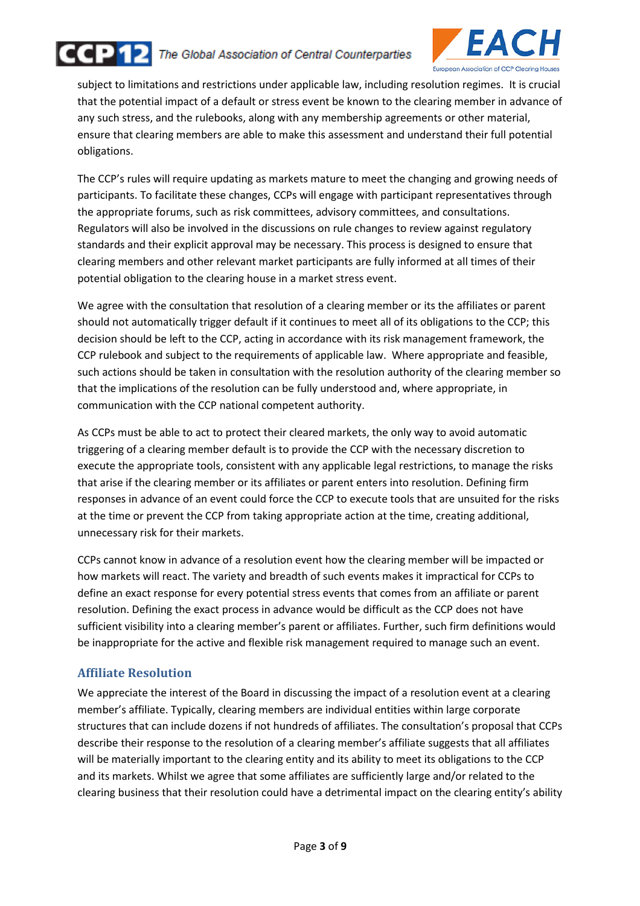subject to limitations and restrictions under applicable law, including resolution regimes. It is crucial that the potential impact of a default or stress event be known to the clearing member in advance of any such stress, and the rulebooks, along with any membership agreements or other material, ensure that clearing members are able to make this assessment and understand their full potential obligations.

The CCP's rules will require updating as markets mature to meet the changing and growing needs of participants. To facilitate these changes, CCPs will engage with participant representatives through the appropriate forums, such as risk committees, advisory committees, and consultations. Regulators will also be involved in the discussions on rule changes to review against regulatory standards and their explicit approval may be necessary. This process is designed to ensure that clearing members and other relevant market participants are fully informed at all times of their potential obligation to the clearing house in a market stress event.

We agree with the consultation that resolution of a clearing member or its the affiliates or parent should not automatically trigger default if it continues to meet all of its obligations to the CCP; this decision should be left to the CCP, acting in accordance with its risk management framework, the CCP rulebook and subject to the requirements of applicable law. Where appropriate and feasible, such actions should be taken in consultation with the resolution authority of the clearing member so that the implications of the resolution can be fully understood and, where appropriate, in communication with the CCP national competent authority.

As CCPs must be able to act to protect their cleared markets, the only way to avoid automatic triggering of a clearing member default is to provide the CCP with the necessary discretion to execute the appropriate tools, consistent with any applicable legal restrictions, to manage the risks that arise if the clearing member or its affiliates or parent enters into resolution. Defining firm responses in advance of an event could force the CCP to execute tools that are unsuited for the risks at the time or prevent the CCP from taking appropriate action at the time, creating additional, unnecessary risk for their markets.

CCPs cannot know in advance of a resolution event how the clearing member will be impacted or how markets will react. The variety and breadth of such events makes it impractical for CCPs to define an exact response for every potential stress events that comes from an affiliate or parent resolution. Defining the exact process in advance would be difficult as the CCP does not have sufficient visibility into a clearing member's parent or affiliates. Further, such firm definitions would be inappropriate for the active and flexible risk management required to manage such an event.

## Affiliate Resolution

We appreciate the interest of the Board in discussing the impact of a resolution event at a clearing member's affiliate. Typically, clearing members are individual entities within large corporate structures that can include dozens if not hundreds of affiliates. The consultation's proposal that CCPs describe their response to the resolution of a clearing member's affiliate suggests that all affiliates will be materially important to the clearing entity and its ability to meet its obligations to the CCP and its markets. Whilst we agree that some affiliates are sufficiently large and/or related to the clearing business that their resolution could have a detrimental impact on the clearing entity's ability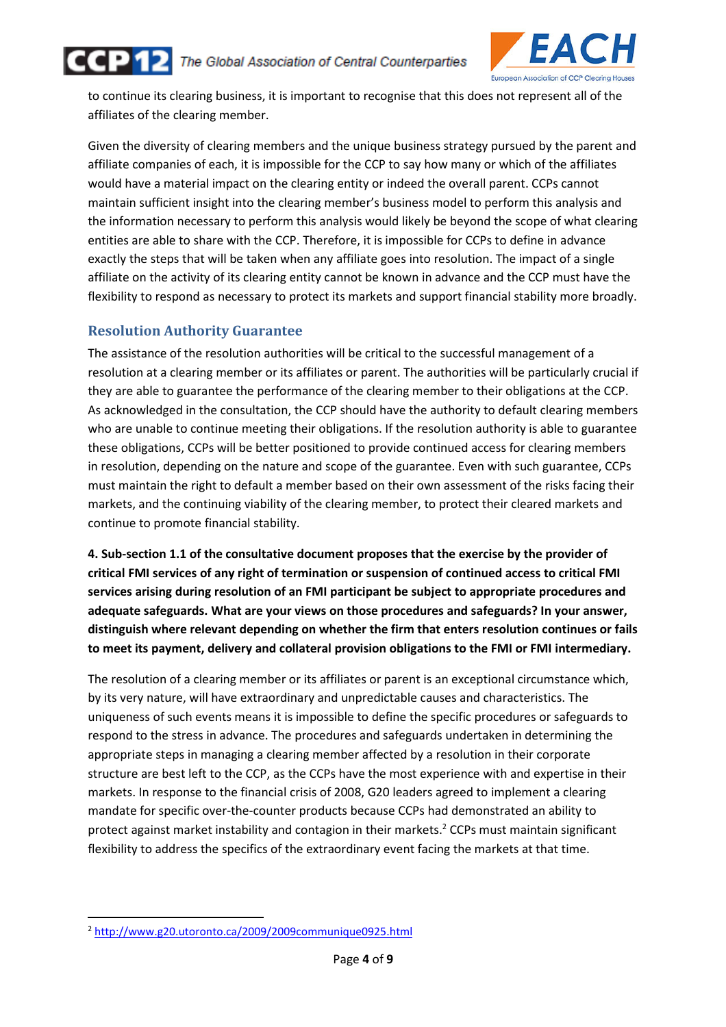to continue its clearing business, it is important to recognise that this does not represent all of the affiliates of the clearing member.

Given the diversity of clearing members and the unique business strategy pursued by the parent and affiliate companies of each, it is impossible for the CCP to say how many or which of the affiliates would have a material impact on the clearing entity or indeed the overall parent. CCPs cannot maintain sufficient insight into the clearing member's business model to perform this analysis and the information necessary to perform this analysis would likely be beyond the scope of what clearing entities are able to share with the CCP. Therefore, it is impossible for CCPs to define in advance exactly the steps that will be taken when any affiliate goes into resolution. The impact of a single affiliate on the activity of its clearing entity cannot be known in advance and the CCP must have the flexibility to respond as necessary to protect its markets and support financial stability more broadly.

## Resolution Authority Guarantee

The assistance of the resolution authorities will be critical to the successful management of a resolution at a clearing member or its affiliates or parent. The authorities will be particularly crucial if they are able to guarantee the performance of the clearing member to their obligations at the CCP. As acknowledged in the consultation, the CCP should have the authority to default clearing members who are unable to continue meeting their obligations. If the resolution authority is able to guarantee these obligations, CCPs will be better positioned to provide continued access for clearing members in resolution, depending on the nature and scope of the guarantee. Even with such guarantee, CCPs must maintain the right to default a member based on their own assessment of the risks facing their markets, and the continuing viability of the clearing member, to protect their cleared markets and continue to promote financial stability.

**4. Sub-section 1.1 of the consultative document proposes that the exercise by the provider of critical FMI services of any right of termination or suspension of continued access to critical FMI services arising during resolution of an FMI participant be subject to appropriate procedures and adequate safeguards. What are your views on those procedures and safeguards? In your answer, distinguish where relevant depending on whether the firm that enters resolution continues or fails to meet its payment, delivery and collateral provision obligations to the FMI or FMI intermediary.**

The resolution of a clearing member or its affiliates or parent is an exceptional circumstance which, by its very nature, will have extraordinary and unpredictable causes and characteristics. The uniqueness of such events means it is impossible to define the specific procedures or safeguards to respond to the stress in advance. The procedures and safeguards undertaken in determining the appropriate steps in managing a clearing member affected by a resolution in their corporate structure are best left to the CCP, as the CCPs have the most experience with and expertise in their markets. In response to the financial crisis of 2008, G20 leaders agreed to implement a clearing mandate for specific over-the-counter products because CCPs had demonstrated an ability to protect against market instability and contagion in their markets.[2] CCPs must maintain significant flexibility to address the specifics of the extraordinary event facing the markets at that time.

---

[2] http://www.g20.utoronto.ca/2009/2009communique0925.html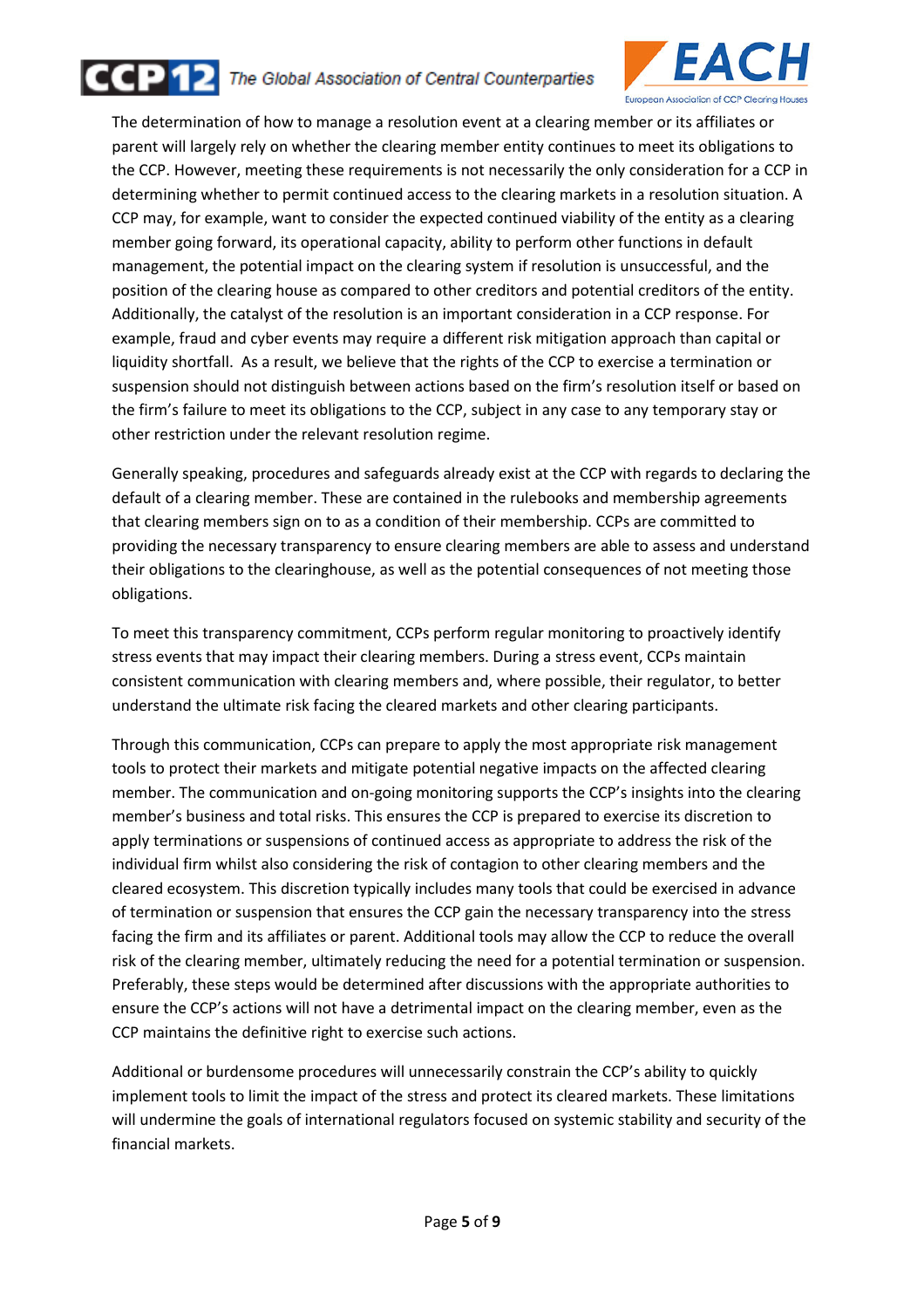The determination of how to manage a resolution event at a clearing member or its affiliates or parent will largely rely on whether the clearing member entity continues to meet its obligations to the CCP. However, meeting these requirements is not necessarily the only consideration for a CCP in determining whether to permit continued access to the clearing markets in a resolution situation. A CCP may, for example, want to consider the expected continued viability of the entity as a clearing member going forward, its operational capacity, ability to perform other functions in default management, the potential impact on the clearing system if resolution is unsuccessful, and the position of the clearing house as compared to other creditors and potential creditors of the entity. Additionally, the catalyst of the resolution is an important consideration in a CCP response. For example, fraud and cyber events may require a different risk mitigation approach than capital or liquidity shortfall. As a result, we believe that the rights of the CCP to exercise a termination or suspension should not distinguish between actions based on the firm's resolution itself or based on the firm's failure to meet its obligations to the CCP, subject in any case to any temporary stay or other restriction under the relevant resolution regime.

Generally speaking, procedures and safeguards already exist at the CCP with regards to declaring the default of a clearing member. These are contained in the rulebooks and membership agreements that clearing members sign on to as a condition of their membership. CCPs are committed to providing the necessary transparency to ensure clearing members are able to assess and understand their obligations to the clearinghouse, as well as the potential consequences of not meeting those obligations.

To meet this transparency commitment, CCPs perform regular monitoring to proactively identify stress events that may impact their clearing members. During a stress event, CCPs maintain consistent communication with clearing members and, where possible, their regulator, to better understand the ultimate risk facing the cleared markets and other clearing participants.

Through this communication, CCPs can prepare to apply the most appropriate risk management tools to protect their markets and mitigate potential negative impacts on the affected clearing member. The communication and on-going monitoring supports the CCP's insights into the clearing member's business and total risks. This ensures the CCP is prepared to exercise its discretion to apply terminations or suspensions of continued access as appropriate to address the risk of the individual firm whilst also considering the risk of contagion to other clearing members and the cleared ecosystem. This discretion typically includes many tools that could be exercised in advance of termination or suspension that ensures the CCP gain the necessary transparency into the stress facing the firm and its affiliates or parent. Additional tools may allow the CCP to reduce the overall risk of the clearing member, ultimately reducing the need for a potential termination or suspension. Preferably, these steps would be determined after discussions with the appropriate authorities to ensure the CCP's actions will not have a detrimental impact on the clearing member, even as the CCP maintains the definitive right to exercise such actions.

Additional or burdensome procedures will unnecessarily constrain the CCP's ability to quickly implement tools to limit the impact of the stress and protect its cleared markets. These limitations will undermine the goals of international regulators focused on systemic stability and security of the financial markets.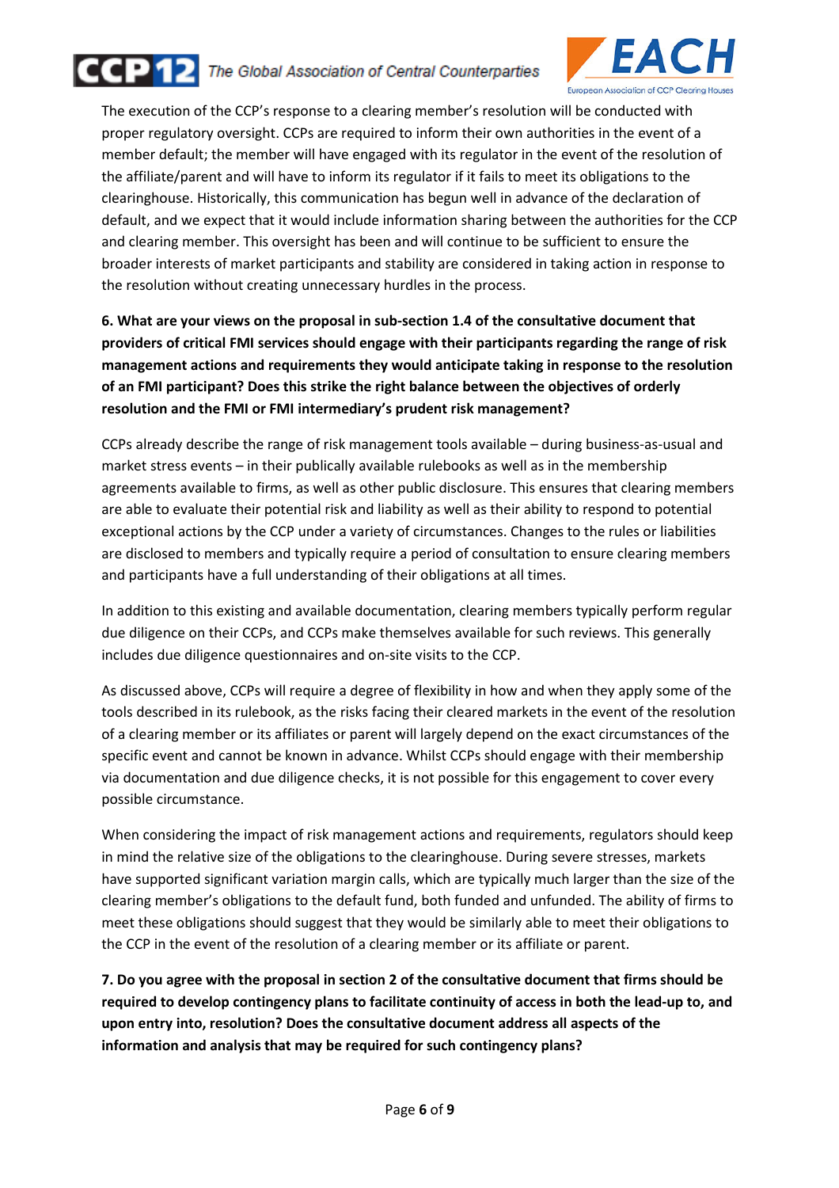The execution of the CCP's response to a clearing member's resolution will be conducted with proper regulatory oversight. CCPs are required to inform their own authorities in the event of a member default; the member will have engaged with its regulator in the event of the resolution of the affiliate/parent and will have to inform its regulator if it fails to meet its obligations to the clearinghouse. Historically, this communication has begun well in advance of the declaration of default, and we expect that it would include information sharing between the authorities for the CCP and clearing member. This oversight has been and will continue to be sufficient to ensure the broader interests of market participants and stability are considered in taking action in response to the resolution without creating unnecessary hurdles in the process.

**6. What are your views on the proposal in sub-section 1.4 of the consultative document that providers of critical FMI services should engage with their participants regarding the range of risk management actions and requirements they would anticipate taking in response to the resolution of an FMI participant? Does this strike the right balance between the objectives of orderly resolution and the FMI or FMI intermediary's prudent risk management?**

CCPs already describe the range of risk management tools available – during business-as-usual and market stress events – in their publically available rulebooks as well as in the membership agreements available to firms, as well as other public disclosure. This ensures that clearing members are able to evaluate their potential risk and liability as well as their ability to respond to potential exceptional actions by the CCP under a variety of circumstances. Changes to the rules or liabilities are disclosed to members and typically require a period of consultation to ensure clearing members and participants have a full understanding of their obligations at all times.

In addition to this existing and available documentation, clearing members typically perform regular due diligence on their CCPs, and CCPs make themselves available for such reviews. This generally includes due diligence questionnaires and on-site visits to the CCP.

As discussed above, CCPs will require a degree of flexibility in how and when they apply some of the tools described in its rulebook, as the risks facing their cleared markets in the event of the resolution of a clearing member or its affiliates or parent will largely depend on the exact circumstances of the specific event and cannot be known in advance. Whilst CCPs should engage with their membership via documentation and due diligence checks, it is not possible for this engagement to cover every possible circumstance.

When considering the impact of risk management actions and requirements, regulators should keep in mind the relative size of the obligations to the clearinghouse. During severe stresses, markets have supported significant variation margin calls, which are typically much larger than the size of the clearing member's obligations to the default fund, both funded and unfunded. The ability of firms to meet these obligations should suggest that they would be similarly able to meet their obligations to the CCP in the event of the resolution of a clearing member or its affiliate or parent.

**7. Do you agree with the proposal in section 2 of the consultative document that firms should be required to develop contingency plans to facilitate continuity of access in both the lead-up to, and upon entry into, resolution? Does the consultative document address all aspects of the information and analysis that may be required for such contingency plans?**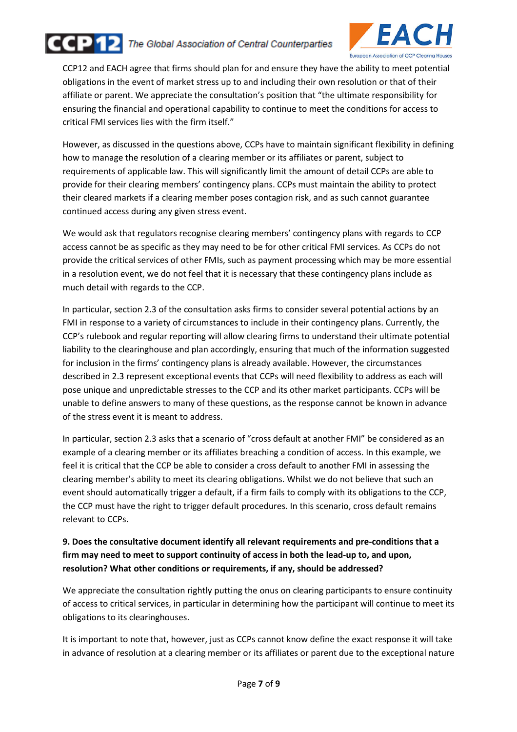CCP12 and EACH agree that firms should plan for and ensure they have the ability to meet potential obligations in the event of market stress up to and including their own resolution or that of their affiliate or parent. We appreciate the consultation's position that "the ultimate responsibility for ensuring the financial and operational capability to continue to meet the conditions for access to critical FMI services lies with the firm itself."

However, as discussed in the questions above, CCPs have to maintain significant flexibility in defining how to manage the resolution of a clearing member or its affiliates or parent, subject to requirements of applicable law. This will significantly limit the amount of detail CCPs are able to provide for their clearing members' contingency plans. CCPs must maintain the ability to protect their cleared markets if a clearing member poses contagion risk, and as such cannot guarantee continued access during any given stress event.

We would ask that regulators recognise clearing members' contingency plans with regards to CCP access cannot be as specific as they may need to be for other critical FMI services. As CCPs do not provide the critical services of other FMIs, such as payment processing which may be more essential in a resolution event, we do not feel that it is necessary that these contingency plans include as much detail with regards to the CCP.

In particular, section 2.3 of the consultation asks firms to consider several potential actions by an FMI in response to a variety of circumstances to include in their contingency plans. Currently, the CCP's rulebook and regular reporting will allow clearing firms to understand their ultimate potential liability to the clearinghouse and plan accordingly, ensuring that much of the information suggested for inclusion in the firms' contingency plans is already available. However, the circumstances described in 2.3 represent exceptional events that CCPs will need flexibility to address as each will pose unique and unpredictable stresses to the CCP and its other market participants. CCPs will be unable to define answers to many of these questions, as the response cannot be known in advance of the stress event it is meant to address.

In particular, section 2.3 asks that a scenario of "cross default at another FMI" be considered as an example of a clearing member or its affiliates breaching a condition of access. In this example, we feel it is critical that the CCP be able to consider a cross default to another FMI in assessing the clearing member's ability to meet its clearing obligations. Whilst we do not believe that such an event should automatically trigger a default, if a firm fails to comply with its obligations to the CCP, the CCP must have the right to trigger default procedures. In this scenario, cross default remains relevant to CCPs.

**9. Does the consultative document identify all relevant requirements and pre-conditions that a firm may need to meet to support continuity of access in both the lead-up to, and upon, resolution? What other conditions or requirements, if any, should be addressed?**

We appreciate the consultation rightly putting the onus on clearing participants to ensure continuity of access to critical services, in particular in determining how the participant will continue to meet its obligations to its clearinghouses.

It is important to note that, however, just as CCPs cannot know define the exact response it will take in advance of resolution at a clearing member or its affiliates or parent due to the exceptional nature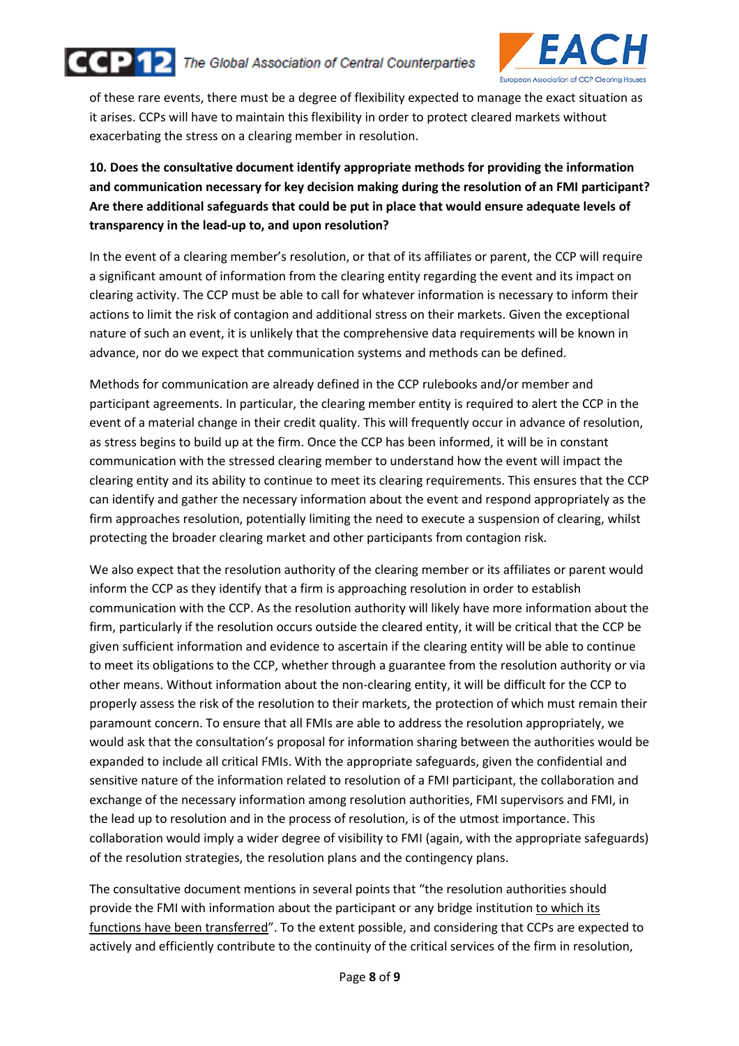of these rare events, there must be a degree of flexibility expected to manage the exact situation as it arises. CCPs will have to maintain this flexibility in order to protect cleared markets without exacerbating the stress on a clearing member in resolution.

**10. Does the consultative document identify appropriate methods for providing the information and communication necessary for key decision making during the resolution of an FMI participant? Are there additional safeguards that could be put in place that would ensure adequate levels of transparency in the lead-up to, and upon resolution?**

In the event of a clearing member's resolution, or that of its affiliates or parent, the CCP will require a significant amount of information from the clearing entity regarding the event and its impact on clearing activity. The CCP must be able to call for whatever information is necessary to inform their actions to limit the risk of contagion and additional stress on their markets. Given the exceptional nature of such an event, it is unlikely that the comprehensive data requirements will be known in advance, nor do we expect that communication systems and methods can be defined.

Methods for communication are already defined in the CCP rulebooks and/or member and participant agreements. In particular, the clearing member entity is required to alert the CCP in the event of a material change in their credit quality. This will frequently occur in advance of resolution, as stress begins to build up at the firm. Once the CCP has been informed, it will be in constant communication with the stressed clearing member to understand how the event will impact the clearing entity and its ability to continue to meet its clearing requirements. This ensures that the CCP can identify and gather the necessary information about the event and respond appropriately as the firm approaches resolution, potentially limiting the need to execute a suspension of clearing, whilst protecting the broader clearing market and other participants from contagion risk.

We also expect that the resolution authority of the clearing member or its affiliates or parent would inform the CCP as they identify that a firm is approaching resolution in order to establish communication with the CCP. As the resolution authority will likely have more information about the firm, particularly if the resolution occurs outside the cleared entity, it will be critical that the CCP be given sufficient information and evidence to ascertain if the clearing entity will be able to continue to meet its obligations to the CCP, whether through a guarantee from the resolution authority or via other means. Without information about the non-clearing entity, it will be difficult for the CCP to properly assess the risk of the resolution to their markets, the protection of which must remain their paramount concern. To ensure that all FMIs are able to address the resolution appropriately, we would ask that the consultation's proposal for information sharing between the authorities would be expanded to include all critical FMIs. With the appropriate safeguards, given the confidential and sensitive nature of the information related to resolution of a FMI participant, the collaboration and exchange of the necessary information among resolution authorities, FMI supervisors and FMI, in the lead up to resolution and in the process of resolution, is of the utmost importance. This collaboration would imply a wider degree of visibility to FMI (again, with the appropriate safeguards) of the resolution strategies, the resolution plans and the contingency plans.

The consultative document mentions in several points that "the resolution authorities should provide the FMI with information about the participant or any bridge institution to which its functions have been transferred". To the extent possible, and considering that CCPs are expected to actively and efficiently contribute to the continuity of the critical services of the firm in resolution,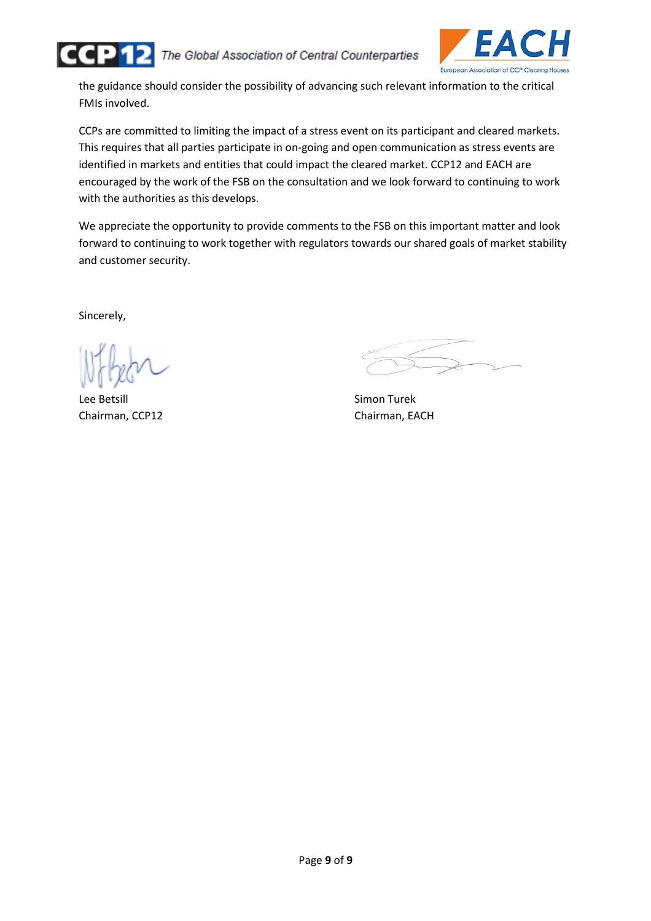the guidance should consider the possibility of advancing such relevant information to the critical FMIs involved.

CCPs are committed to limiting the impact of a stress event on its participant and cleared markets. This requires that all parties participate in on-going and open communication as stress events are identified in markets and entities that could impact the cleared market. CCP12 and EACH are encouraged by the work of the FSB on the consultation and we look forward to continuing to work with the authorities as this develops.

We appreciate the opportunity to provide comments to the FSB on this important matter and look forward to continuing to work together with regulators towards our shared goals of market stability and customer security.

Sincerely,

Lee Betsill
Chairman, CCP12

Simon Turek
Chairman, EACH